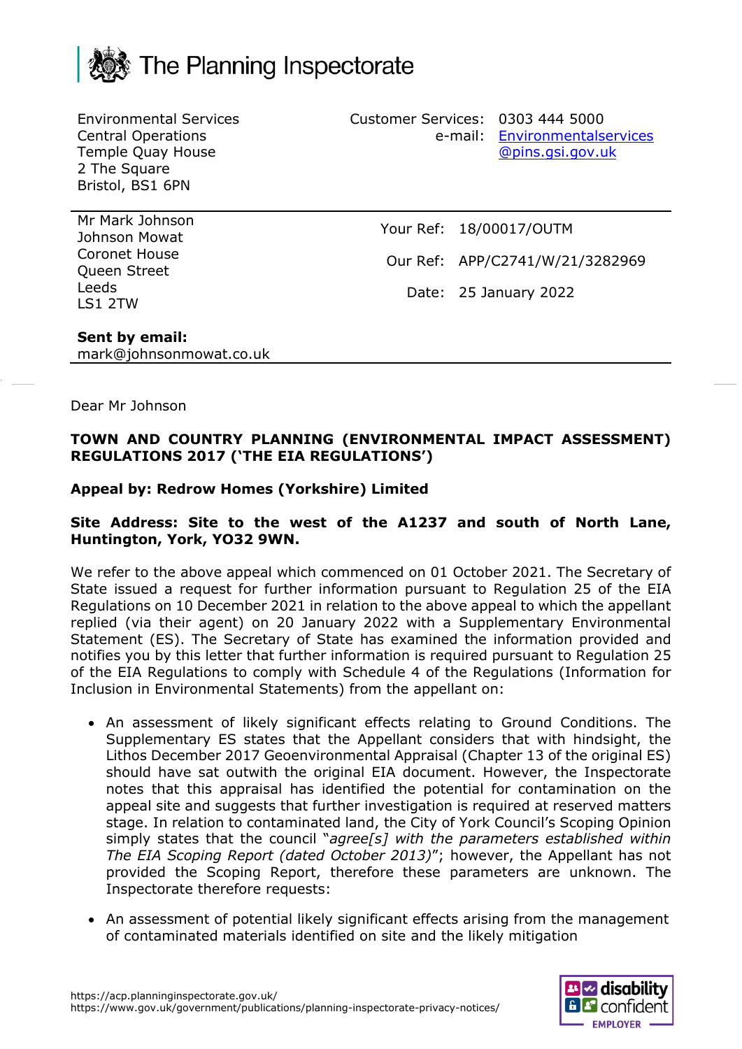The Planning Inspectorate

Environmental Services
Central Operations
Temple Quay House
2 The Square
Bristol, BS1 6PN

Customer Services: 0303 444 5000
e-mail: Environmentalservices@pins.gsi.gov.uk

Mr Mark Johnson
Johnson Mowat
Coronet House
Queen Street
Leeds
LS1 2TW

Your Ref: 18/00017/OUTM

Our Ref: APP/C2741/W/21/3282969

Date: 25 January 2022

**Sent by email:**
mark@johnsonmowat.co.uk

Dear Mr Johnson

**TOWN AND COUNTRY PLANNING (ENVIRONMENTAL IMPACT ASSESSMENT) REGULATIONS 2017 ('THE EIA REGULATIONS')**

**Appeal by: Redrow Homes (Yorkshire) Limited**

**Site Address: Site to the west of the A1237 and south of North Lane, Huntington, York, YO32 9WN.**

We refer to the above appeal which commenced on 01 October 2021. The Secretary of State issued a request for further information pursuant to Regulation 25 of the EIA Regulations on 10 December 2021 in relation to the above appeal to which the appellant replied (via their agent) on 20 January 2022 with a Supplementary Environmental Statement (ES). The Secretary of State has examined the information provided and notifies you by this letter that further information is required pursuant to Regulation 25 of the EIA Regulations to comply with Schedule 4 of the Regulations (Information for Inclusion in Environmental Statements) from the appellant on:

- An assessment of likely significant effects relating to Ground Conditions. The Supplementary ES states that the Appellant considers that with hindsight, the Lithos December 2017 Geoenvironmental Appraisal (Chapter 13 of the original ES) should have sat outwith the original EIA document. However, the Inspectorate notes that this appraisal has identified the potential for contamination on the appeal site and suggests that further investigation is required at reserved matters stage. In relation to contaminated land, the City of York Council's Scoping Opinion simply states that the council "*agree[s] with the parameters established within The EIA Scoping Report (dated October 2013)*"; however, the Appellant has not provided the Scoping Report, therefore these parameters are unknown. The Inspectorate therefore requests:
- An assessment of potential likely significant effects arising from the management of contaminated materials identified on site and the likely mitigation

https://acp.planninginspectorate.gov.uk/
https://www.gov.uk/government/publications/planning-inspectorate-privacy-notices/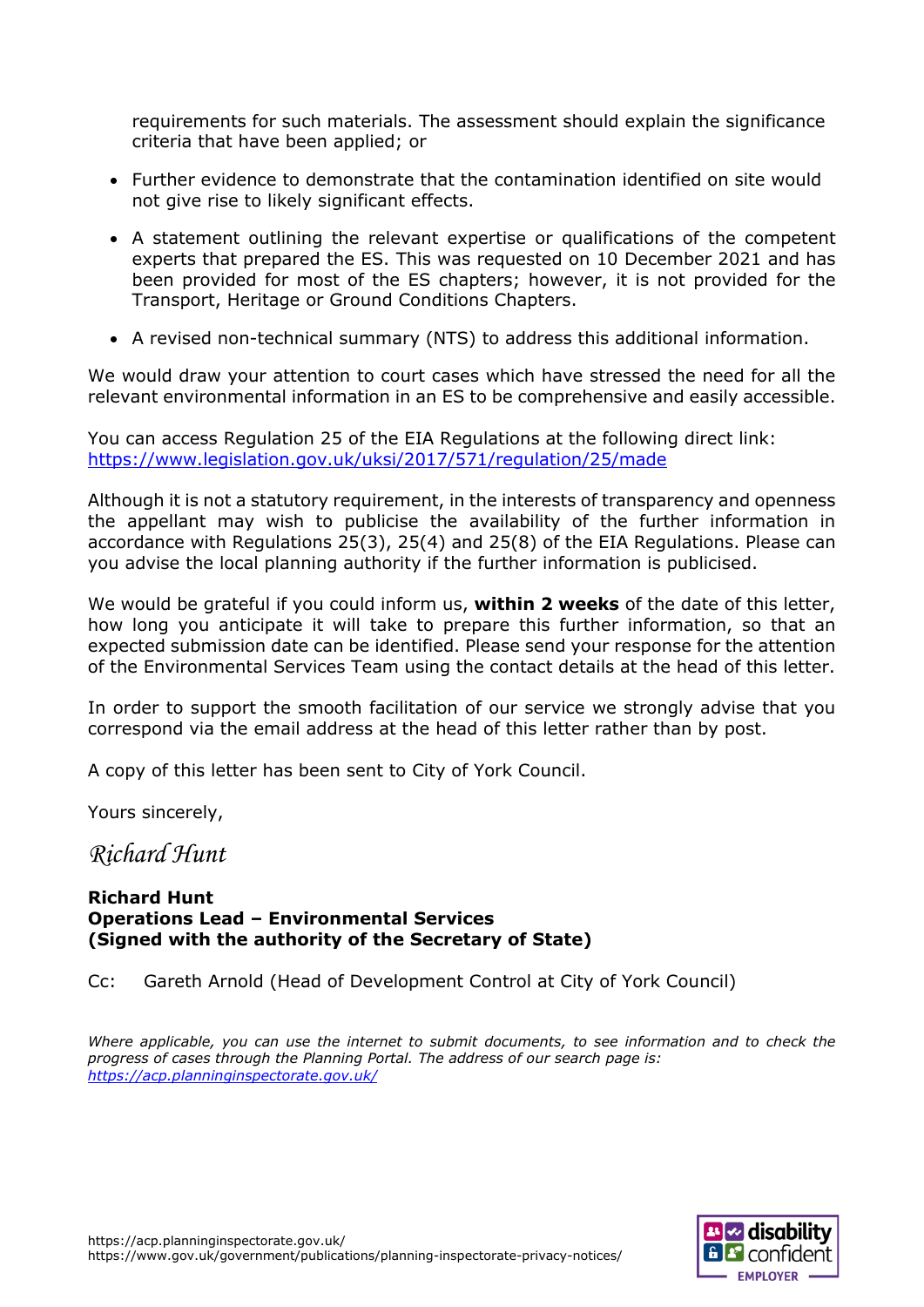requirements for such materials. The assessment should explain the significance criteria that have been applied; or

- Further evidence to demonstrate that the contamination identified on site would not give rise to likely significant effects.
- A statement outlining the relevant expertise or qualifications of the competent experts that prepared the ES. This was requested on 10 December 2021 and has been provided for most of the ES chapters; however, it is not provided for the Transport, Heritage or Ground Conditions Chapters.
- A revised non-technical summary (NTS) to address this additional information.

We would draw your attention to court cases which have stressed the need for all the relevant environmental information in an ES to be comprehensive and easily accessible.

You can access Regulation 25 of the EIA Regulations at the following direct link: https://www.legislation.gov.uk/uksi/2017/571/regulation/25/made

Although it is not a statutory requirement, in the interests of transparency and openness the appellant may wish to publicise the availability of the further information in accordance with Regulations 25(3), 25(4) and 25(8) of the EIA Regulations. Please can you advise the local planning authority if the further information is publicised.

We would be grateful if you could inform us, **within 2 weeks** of the date of this letter, how long you anticipate it will take to prepare this further information, so that an expected submission date can be identified. Please send your response for the attention of the Environmental Services Team using the contact details at the head of this letter.

In order to support the smooth facilitation of our service we strongly advise that you correspond via the email address at the head of this letter rather than by post.

A copy of this letter has been sent to City of York Council.

Yours sincerely,

*Richard Hunt*

**Richard Hunt**
**Operations Lead – Environmental Services**
**(Signed with the authority of the Secretary of State)**

Cc: Gareth Arnold (Head of Development Control at City of York Council)

*Where applicable, you can use the internet to submit documents, to see information and to check the progress of cases through the Planning Portal. The address of our search page is: https://acp.planninginspectorate.gov.uk/*

https://acp.planninginspectorate.gov.uk/
https://www.gov.uk/government/publications/planning-inspectorate-privacy-notices/

disability confident EMPLOYER